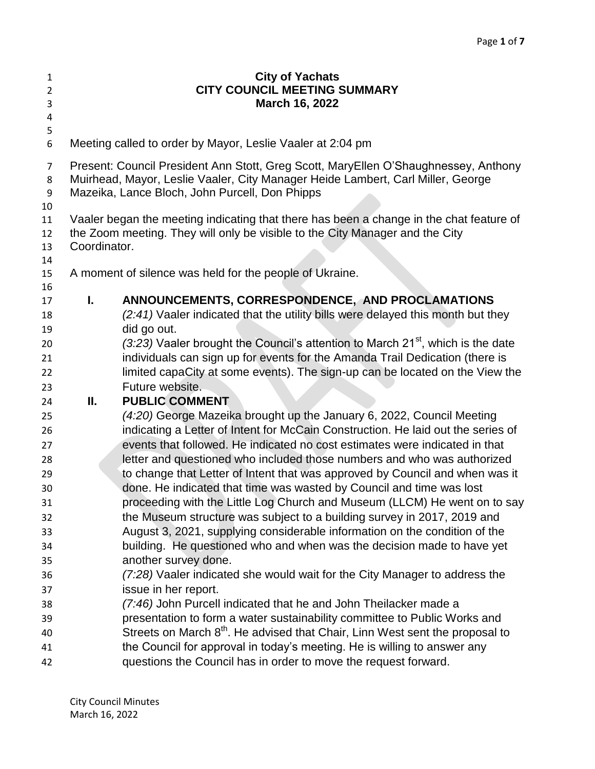# City of Yachats
## CITY COUNCIL MEETING SUMMARY
### March 16, 2022

Meeting called to order by Mayor, Leslie Vaaler at 2:04 pm

Present: Council President Ann Stott, Greg Scott, MaryEllen O'Shaughnessey, Anthony Muirhead, Mayor, Leslie Vaaler, City Manager Heide Lambert, Carl Miller, George Mazeika, Lance Bloch, John Purcell, Don Phipps

Vaaler began the meeting indicating that there has been a change in the chat feature of the Zoom meeting. They will only be visible to the City Manager and the City Coordinator.

A moment of silence was held for the people of Ukraine.

## I. ANNOUNCEMENTS, CORRESPONDENCE, AND PROCLAMATIONS

*(2:41)* Vaaler indicated that the utility bills were delayed this month but they did go out.

*(3:23)* Vaaler brought the Council's attention to March 21st, which is the date individuals can sign up for events for the Amanda Trail Dedication (there is limited capaCity at some events). The sign-up can be located on the View the Future website.

## II. PUBLIC COMMENT

*(4:20)* George Mazeika brought up the January 6, 2022, Council Meeting indicating a Letter of Intent for McCain Construction. He laid out the series of events that followed. He indicated no cost estimates were indicated in that letter and questioned who included those numbers and who was authorized to change that Letter of Intent that was approved by Council and when was it done. He indicated that time was wasted by Council and time was lost proceeding with the Little Log Church and Museum (LLCM) He went on to say the Museum structure was subject to a building survey in 2017, 2019 and August 3, 2021, supplying considerable information on the condition of the building. He questioned who and when was the decision made to have yet another survey done.

*(7:28)* Vaaler indicated she would wait for the City Manager to address the issue in her report.

*(7:46)* John Purcell indicated that he and John Theilacker made a presentation to form a water sustainability committee to Public Works and Streets on March 8th. He advised that Chair, Linn West sent the proposal to the Council for approval in today's meeting. He is willing to answer any questions the Council has in order to move the request forward.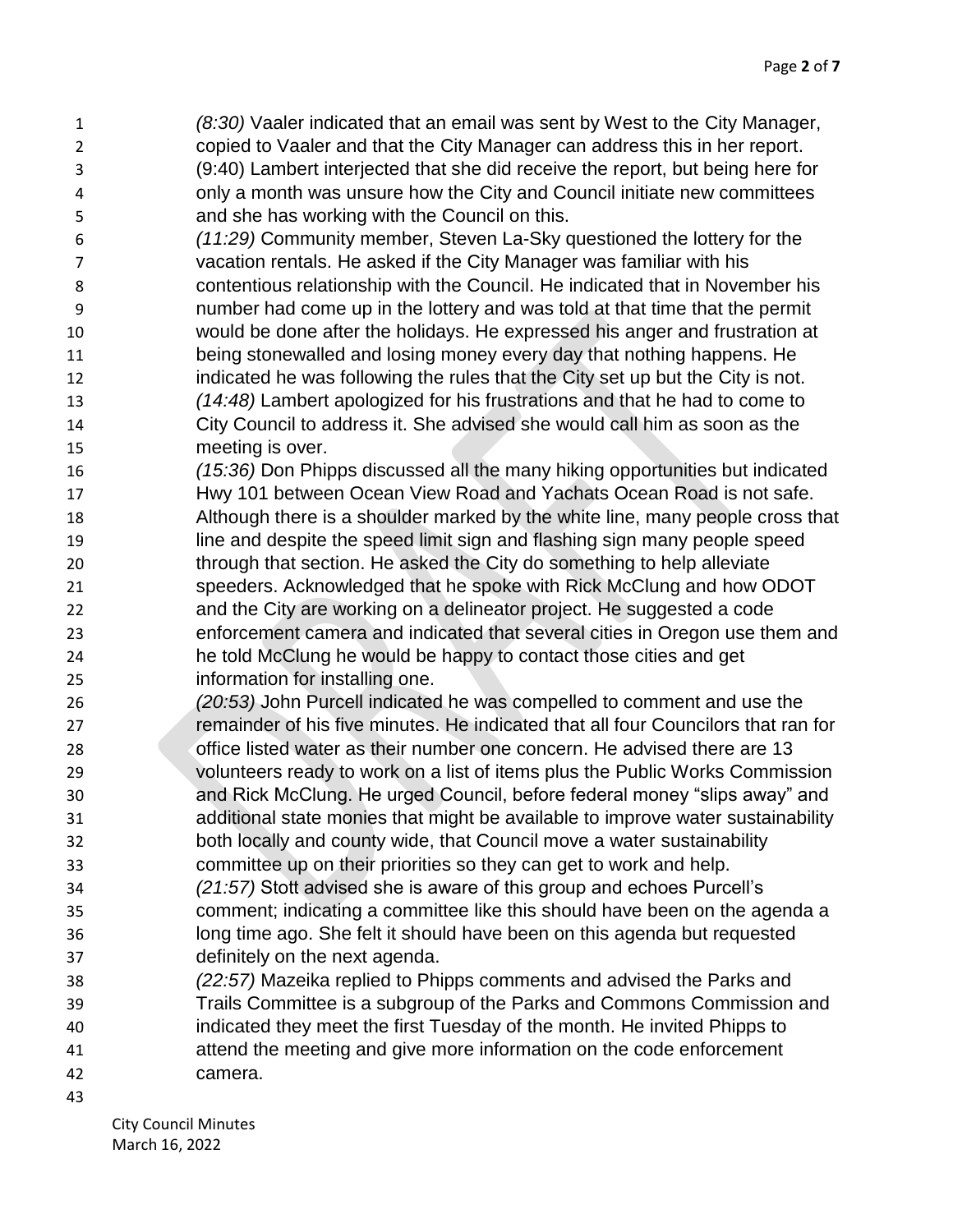*(8:30)* Vaaler indicated that an email was sent by West to the City Manager, copied to Vaaler and that the City Manager can address this in her report.

(9:40) Lambert interjected that she did receive the report, but being here for only a month was unsure how the City and Council initiate new committees and she has working with the Council on this.

*(11:29)* Community member, Steven La-Sky questioned the lottery for the vacation rentals. He asked if the City Manager was familiar with his contentious relationship with the Council. He indicated that in November his number had come up in the lottery and was told at that time that the permit would be done after the holidays. He expressed his anger and frustration at being stonewalled and losing money every day that nothing happens. He indicated he was following the rules that the City set up but the City is not.

*(14:48)* Lambert apologized for his frustrations and that he had to come to City Council to address it. She advised she would call him as soon as the meeting is over.

*(15:36)* Don Phipps discussed all the many hiking opportunities but indicated Hwy 101 between Ocean View Road and Yachats Ocean Road is not safe. Although there is a shoulder marked by the white line, many people cross that line and despite the speed limit sign and flashing sign many people speed through that section. He asked the City do something to help alleviate speeders. Acknowledged that he spoke with Rick McClung and how ODOT and the City are working on a delineator project. He suggested a code enforcement camera and indicated that several cities in Oregon use them and he told McClung he would be happy to contact those cities and get information for installing one.

*(20:53)* John Purcell indicated he was compelled to comment and use the remainder of his five minutes. He indicated that all four Councilors that ran for office listed water as their number one concern. He advised there are 13 volunteers ready to work on a list of items plus the Public Works Commission and Rick McClung. He urged Council, before federal money "slips away" and additional state monies that might be available to improve water sustainability both locally and county wide, that Council move a water sustainability committee up on their priorities so they can get to work and help.

*(21:57)* Stott advised she is aware of this group and echoes Purcell's comment; indicating a committee like this should have been on the agenda a long time ago. She felt it should have been on this agenda but requested definitely on the next agenda.

*(22:57)* Mazeika replied to Phipps comments and advised the Parks and Trails Committee is a subgroup of the Parks and Commons Commission and indicated they meet the first Tuesday of the month. He invited Phipps to attend the meeting and give more information on the code enforcement camera.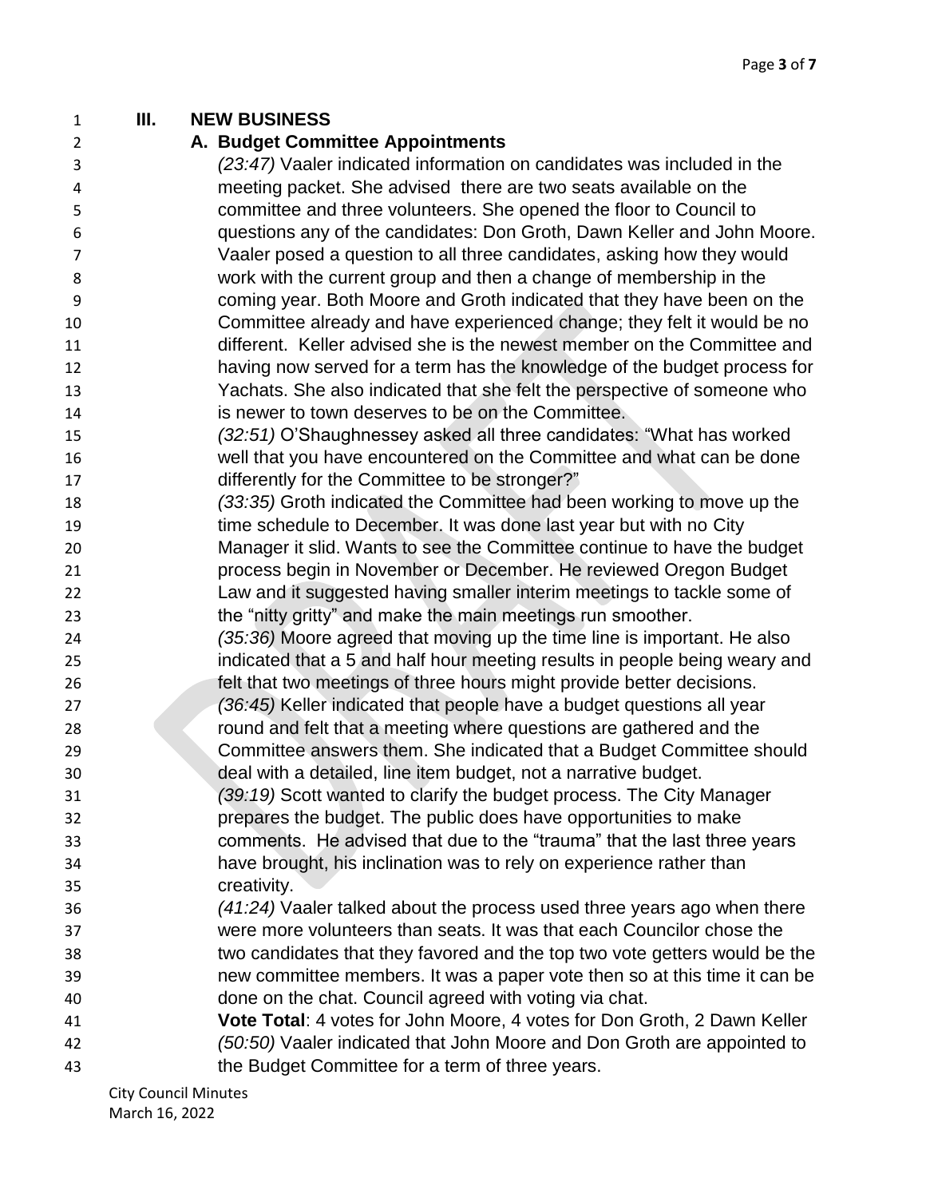## III. NEW BUSINESS

### A. Budget Committee Appointments

*(23:47)* Vaaler indicated information on candidates was included in the meeting packet. She advised there are two seats available on the committee and three volunteers. She opened the floor to Council to questions any of the candidates: Don Groth, Dawn Keller and John Moore. Vaaler posed a question to all three candidates, asking how they would work with the current group and then a change of membership in the coming year. Both Moore and Groth indicated that they have been on the Committee already and have experienced change; they felt it would be no different. Keller advised she is the newest member on the Committee and having now served for a term has the knowledge of the budget process for Yachats. She also indicated that she felt the perspective of someone who is newer to town deserves to be on the Committee.

*(32:51)* O'Shaughnessey asked all three candidates: "What has worked well that you have encountered on the Committee and what can be done differently for the Committee to be stronger?"

*(33:35)* Groth indicated the Committee had been working to move up the time schedule to December. It was done last year but with no City Manager it slid. Wants to see the Committee continue to have the budget process begin in November or December. He reviewed Oregon Budget Law and it suggested having smaller interim meetings to tackle some of the "nitty gritty" and make the main meetings run smoother.

*(35:36)* Moore agreed that moving up the time line is important. He also indicated that a 5 and half hour meeting results in people being weary and felt that two meetings of three hours might provide better decisions.

*(36:45)* Keller indicated that people have a budget questions all year round and felt that a meeting where questions are gathered and the Committee answers them. She indicated that a Budget Committee should deal with a detailed, line item budget, not a narrative budget.

*(39:19)* Scott wanted to clarify the budget process. The City Manager prepares the budget. The public does have opportunities to make comments. He advised that due to the "trauma" that the last three years have brought, his inclination was to rely on experience rather than creativity.

*(41:24)* Vaaler talked about the process used three years ago when there were more volunteers than seats. It was that each Councilor chose the two candidates that they favored and the top two vote getters would be the new committee members. It was a paper vote then so at this time it can be done on the chat. Council agreed with voting via chat.

**Vote Total**: 4 votes for John Moore, 4 votes for Don Groth, 2 Dawn Keller

*(50:50)* Vaaler indicated that John Moore and Don Groth are appointed to the Budget Committee for a term of three years.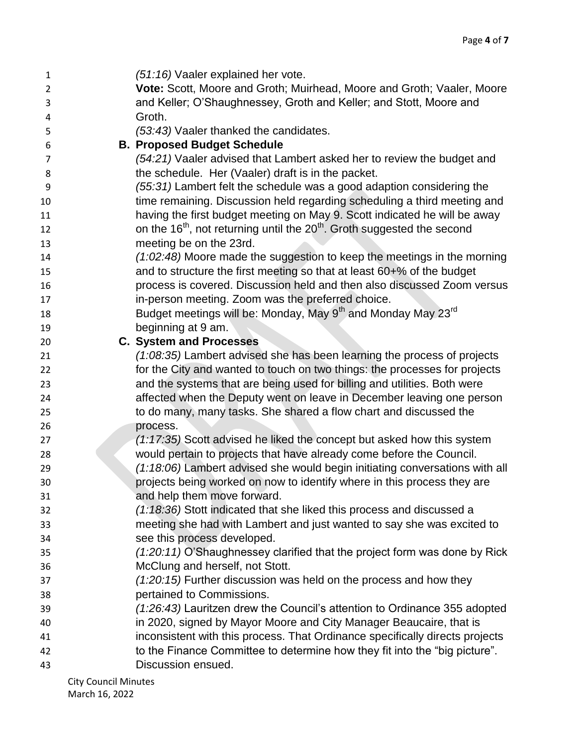*(51:16)* Vaaler explained her vote.

**Vote:** Scott, Moore and Groth; Muirhead, Moore and Groth; Vaaler, Moore and Keller; O'Shaughnessey, Groth and Keller; and Stott, Moore and Groth.

*(53:43)* Vaaler thanked the candidates.

**B. Proposed Budget Schedule**

*(54:21)* Vaaler advised that Lambert asked her to review the budget and the schedule. Her (Vaaler) draft is in the packet.

*(55:31)* Lambert felt the schedule was a good adaption considering the time remaining. Discussion held regarding scheduling a third meeting and having the first budget meeting on May 9. Scott indicated he will be away on the 16th, not returning until the 20th. Groth suggested the second meeting be on the 23rd.

*(1:02:48)* Moore made the suggestion to keep the meetings in the morning and to structure the first meeting so that at least 60+% of the budget process is covered. Discussion held and then also discussed Zoom versus in-person meeting. Zoom was the preferred choice.

Budget meetings will be: Monday, May 9th and Monday May 23rd beginning at 9 am.

**C. System and Processes**

*(1:08:35)* Lambert advised she has been learning the process of projects for the City and wanted to touch on two things: the processes for projects and the systems that are being used for billing and utilities. Both were affected when the Deputy went on leave in December leaving one person to do many, many tasks. She shared a flow chart and discussed the process.

*(1:17:35)* Scott advised he liked the concept but asked how this system would pertain to projects that have already come before the Council.

*(1:18:06)* Lambert advised she would begin initiating conversations with all projects being worked on now to identify where in this process they are and help them move forward.

*(1:18:36)* Stott indicated that she liked this process and discussed a meeting she had with Lambert and just wanted to say she was excited to see this process developed.

*(1:20:11)* O'Shaughnessey clarified that the project form was done by Rick McClung and herself, not Stott.

*(1:20:15)* Further discussion was held on the process and how they pertained to Commissions.

*(1:26:43)* Lauritzen drew the Council's attention to Ordinance 355 adopted in 2020, signed by Mayor Moore and City Manager Beaucaire, that is inconsistent with this process. That Ordinance specifically directs projects to the Finance Committee to determine how they fit into the "big picture". Discussion ensued.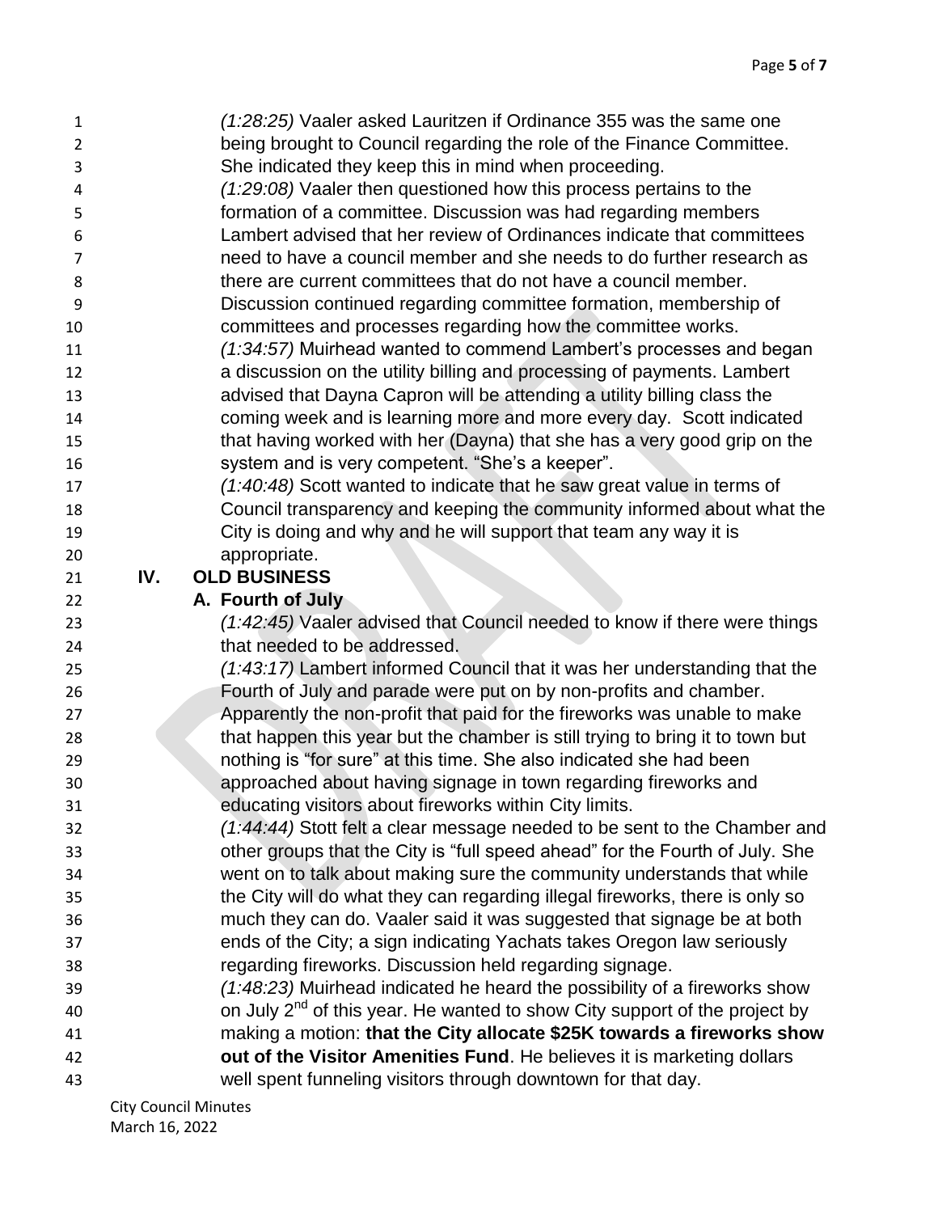*(1:28:25)* Vaaler asked Lauritzen if Ordinance 355 was the same one being brought to Council regarding the role of the Finance Committee. She indicated they keep this in mind when proceeding.

*(1:29:08)* Vaaler then questioned how this process pertains to the formation of a committee. Discussion was had regarding members Lambert advised that her review of Ordinances indicate that committees need to have a council member and she needs to do further research as there are current committees that do not have a council member. Discussion continued regarding committee formation, membership of committees and processes regarding how the committee works.

*(1:34:57)* Muirhead wanted to commend Lambert's processes and began a discussion on the utility billing and processing of payments. Lambert advised that Dayna Capron will be attending a utility billing class the coming week and is learning more and more every day. Scott indicated that having worked with her (Dayna) that she has a very good grip on the system and is very competent. "She's a keeper".

*(1:40:48)* Scott wanted to indicate that he saw great value in terms of Council transparency and keeping the community informed about what the City is doing and why and he will support that team any way it is appropriate.

## IV. OLD BUSINESS

### A. Fourth of July

*(1:42:45)* Vaaler advised that Council needed to know if there were things that needed to be addressed.

*(1:43:17)* Lambert informed Council that it was her understanding that the Fourth of July and parade were put on by non-profits and chamber. Apparently the non-profit that paid for the fireworks was unable to make that happen this year but the chamber is still trying to bring it to town but nothing is "for sure" at this time. She also indicated she had been approached about having signage in town regarding fireworks and educating visitors about fireworks within City limits.

*(1:44:44)* Stott felt a clear message needed to be sent to the Chamber and other groups that the City is "full speed ahead" for the Fourth of July. She went on to talk about making sure the community understands that while the City will do what they can regarding illegal fireworks, there is only so much they can do. Vaaler said it was suggested that signage be at both ends of the City; a sign indicating Yachats takes Oregon law seriously regarding fireworks. Discussion held regarding signage.

*(1:48:23)* Muirhead indicated he heard the possibility of a fireworks show on July 2nd of this year. He wanted to show City support of the project by making a motion: **that the City allocate $25K towards a fireworks show out of the Visitor Amenities Fund**. He believes it is marketing dollars well spent funneling visitors through downtown for that day.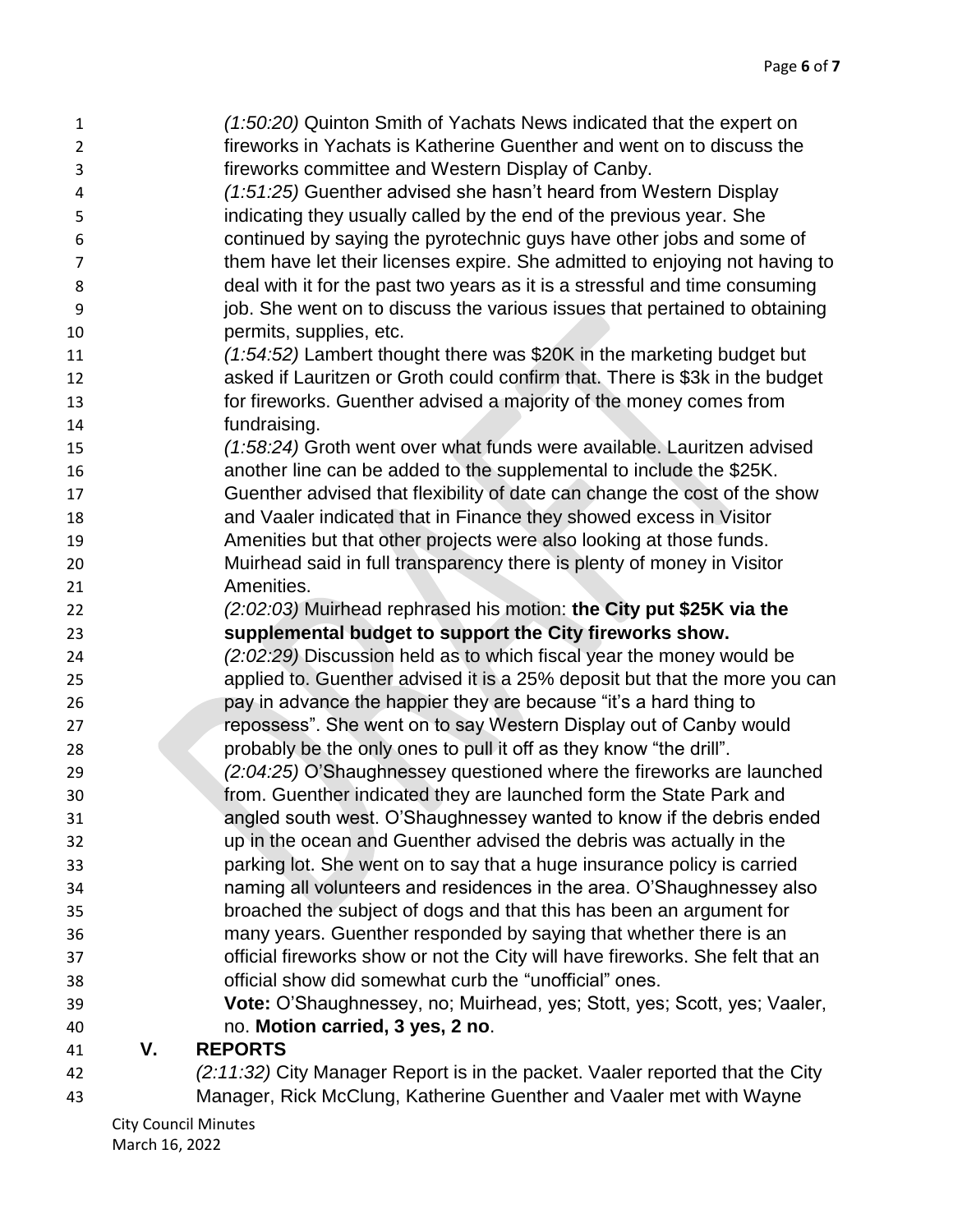*(1:50:20)* Quinton Smith of Yachats News indicated that the expert on fireworks in Yachats is Katherine Guenther and went on to discuss the fireworks committee and Western Display of Canby.

*(1:51:25)* Guenther advised she hasn't heard from Western Display indicating they usually called by the end of the previous year. She continued by saying the pyrotechnic guys have other jobs and some of them have let their licenses expire. She admitted to enjoying not having to deal with it for the past two years as it is a stressful and time consuming job. She went on to discuss the various issues that pertained to obtaining permits, supplies, etc.

*(1:54:52)* Lambert thought there was $20K in the marketing budget but asked if Lauritzen or Groth could confirm that. There is $3k in the budget for fireworks. Guenther advised a majority of the money comes from fundraising.

*(1:58:24)* Groth went over what funds were available. Lauritzen advised another line can be added to the supplemental to include the $25K. Guenther advised that flexibility of date can change the cost of the show and Vaaler indicated that in Finance they showed excess in Visitor Amenities but that other projects were also looking at those funds. Muirhead said in full transparency there is plenty of money in Visitor Amenities.

*(2:02:03)* Muirhead rephrased his motion: **the City put $25K via the supplemental budget to support the City fireworks show.**

*(2:02:29)* Discussion held as to which fiscal year the money would be applied to. Guenther advised it is a 25% deposit but that the more you can pay in advance the happier they are because "it's a hard thing to repossess". She went on to say Western Display out of Canby would probably be the only ones to pull it off as they know "the drill".

*(2:04:25)* O'Shaughnessey questioned where the fireworks are launched from. Guenther indicated they are launched form the State Park and angled south west. O'Shaughnessey wanted to know if the debris ended up in the ocean and Guenther advised the debris was actually in the parking lot. She went on to say that a huge insurance policy is carried naming all volunteers and residences in the area. O'Shaughnessey also broached the subject of dogs and that this has been an argument for many years. Guenther responded by saying that whether there is an official fireworks show or not the City will have fireworks. She felt that an official show did somewhat curb the "unofficial" ones.

**Vote:** O'Shaughnessey, no; Muirhead, yes; Stott, yes; Scott, yes; Vaaler, no. **Motion carried, 3 yes, 2 no**.

## V. REPORTS

*(2:11:32)* City Manager Report is in the packet. Vaaler reported that the City Manager, Rick McClung, Katherine Guenther and Vaaler met with Wayne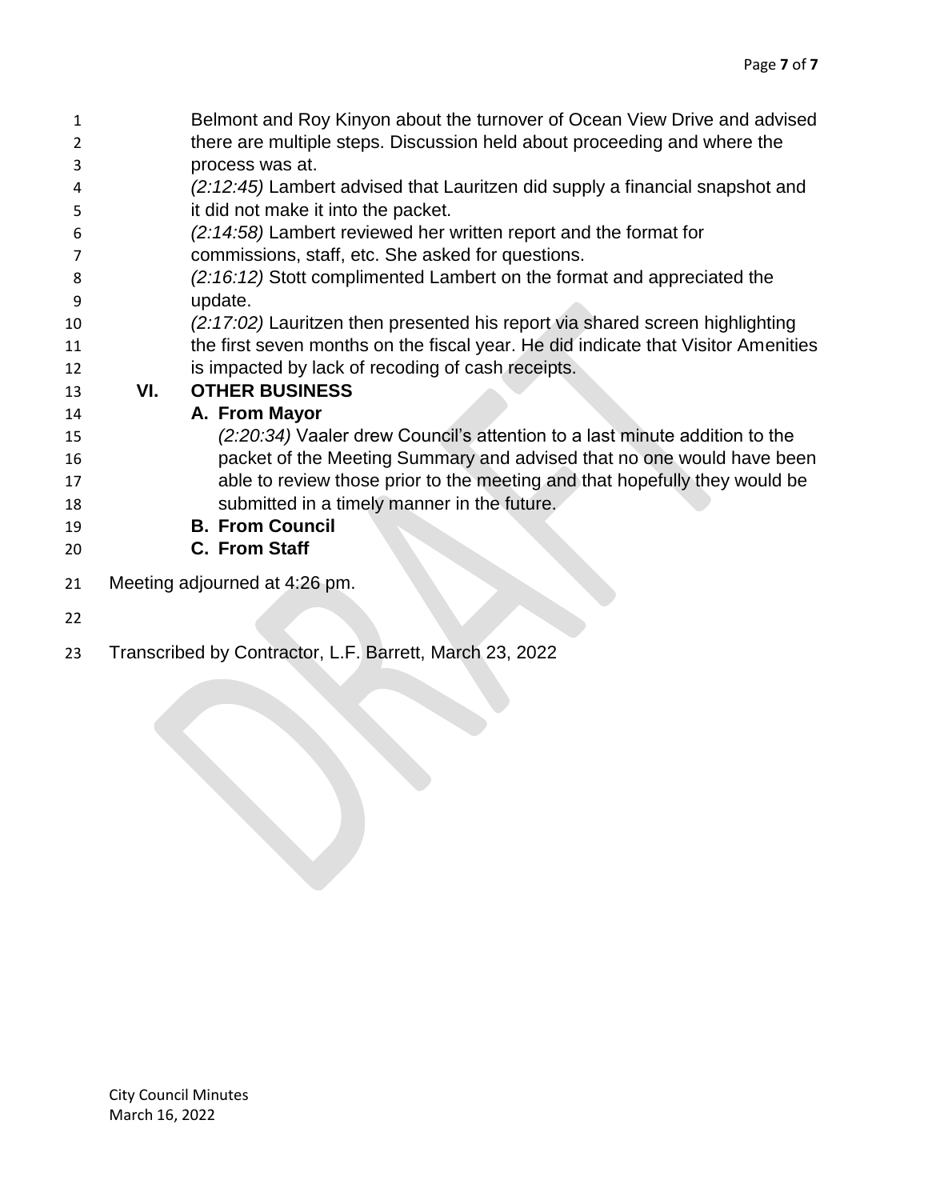Belmont and Roy Kinyon about the turnover of Ocean View Drive and advised there are multiple steps. Discussion held about proceeding and where the process was at.

*(2:12:45)* Lambert advised that Lauritzen did supply a financial snapshot and it did not make it into the packet.

*(2:14:58)* Lambert reviewed her written report and the format for commissions, staff, etc. She asked for questions.

*(2:16:12)* Stott complimented Lambert on the format and appreciated the update.

*(2:17:02)* Lauritzen then presented his report via shared screen highlighting the first seven months on the fiscal year. He did indicate that Visitor Amenities is impacted by lack of recoding of cash receipts.

## VI. OTHER BUSINESS

### A. From Mayor

*(2:20:34)* Vaaler drew Council's attention to a last minute addition to the packet of the Meeting Summary and advised that no one would have been able to review those prior to the meeting and that hopefully they would be submitted in a timely manner in the future.

### B. From Council

### C. From Staff

Meeting adjourned at 4:26 pm.

Transcribed by Contractor, L.F. Barrett, March 23, 2022

City Council Minutes
March 16, 2022